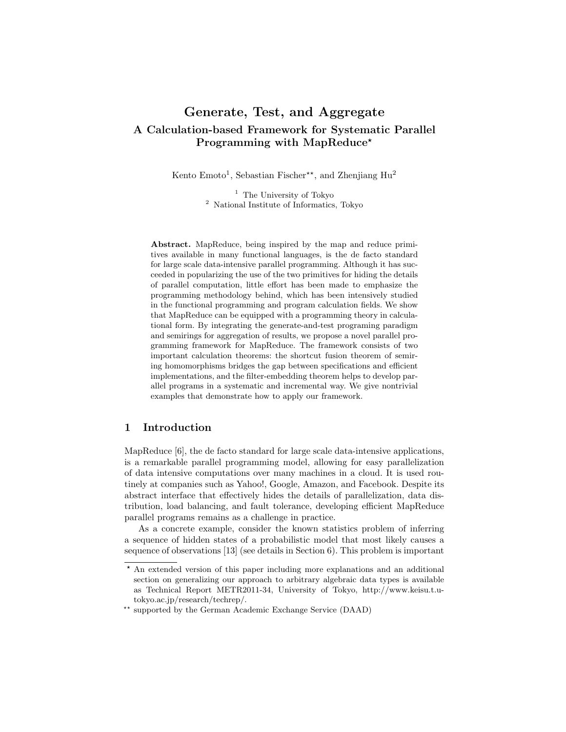# Generate, Test, and Aggregate

## A Calculation-based Framework for Systematic Parallel Programming with MapReduce*

Kento Emoto[1], Sebastian Fischer**, and Zhenjiang Hu[2]

[1] The University of Tokyo
[2] National Institute of Informatics, Tokyo

**Abstract.** MapReduce, being inspired by the map and reduce primitives available in many functional languages, is the de facto standard for large scale data-intensive parallel programming. Although it has succeeded in popularizing the use of the two primitives for hiding the details of parallel computation, little effort has been made to emphasize the programming methodology behind, which has been intensively studied in the functional programming and program calculation fields. We show that MapReduce can be equipped with a programming theory in calculational form. By integrating the generate-and-test programing paradigm and semirings for aggregation of results, we propose a novel parallel programming framework for MapReduce. The framework consists of two important calculation theorems: the shortcut fusion theorem of semiring homomorphisms bridges the gap between specifications and efficient implementations, and the filter-embedding theorem helps to develop parallel programs in a systematic and incremental way. We give nontrivial examples that demonstrate how to apply our framework.

## 1 Introduction

MapReduce [6], the de facto standard for large scale data-intensive applications, is a remarkable parallel programming model, allowing for easy parallelization of data intensive computations over many machines in a cloud. It is used routinely at companies such as Yahoo!, Google, Amazon, and Facebook. Despite its abstract interface that effectively hides the details of parallelization, data distribution, load balancing, and fault tolerance, developing efficient MapReduce parallel programs remains as a challenge in practice.

As a concrete example, consider the known statistics problem of inferring a sequence of hidden states of a probabilistic model that most likely causes a sequence of observations [13] (see details in Section 6). This problem is important

---

* An extended version of this paper including more explanations and an additional section on generalizing our approach to arbitrary algebraic data types is available as Technical Report METR2011-34, University of Tokyo, http://www.keisu.t.u-tokyo.ac.jp/research/techrep/.

** supported by the German Academic Exchange Service (DAAD)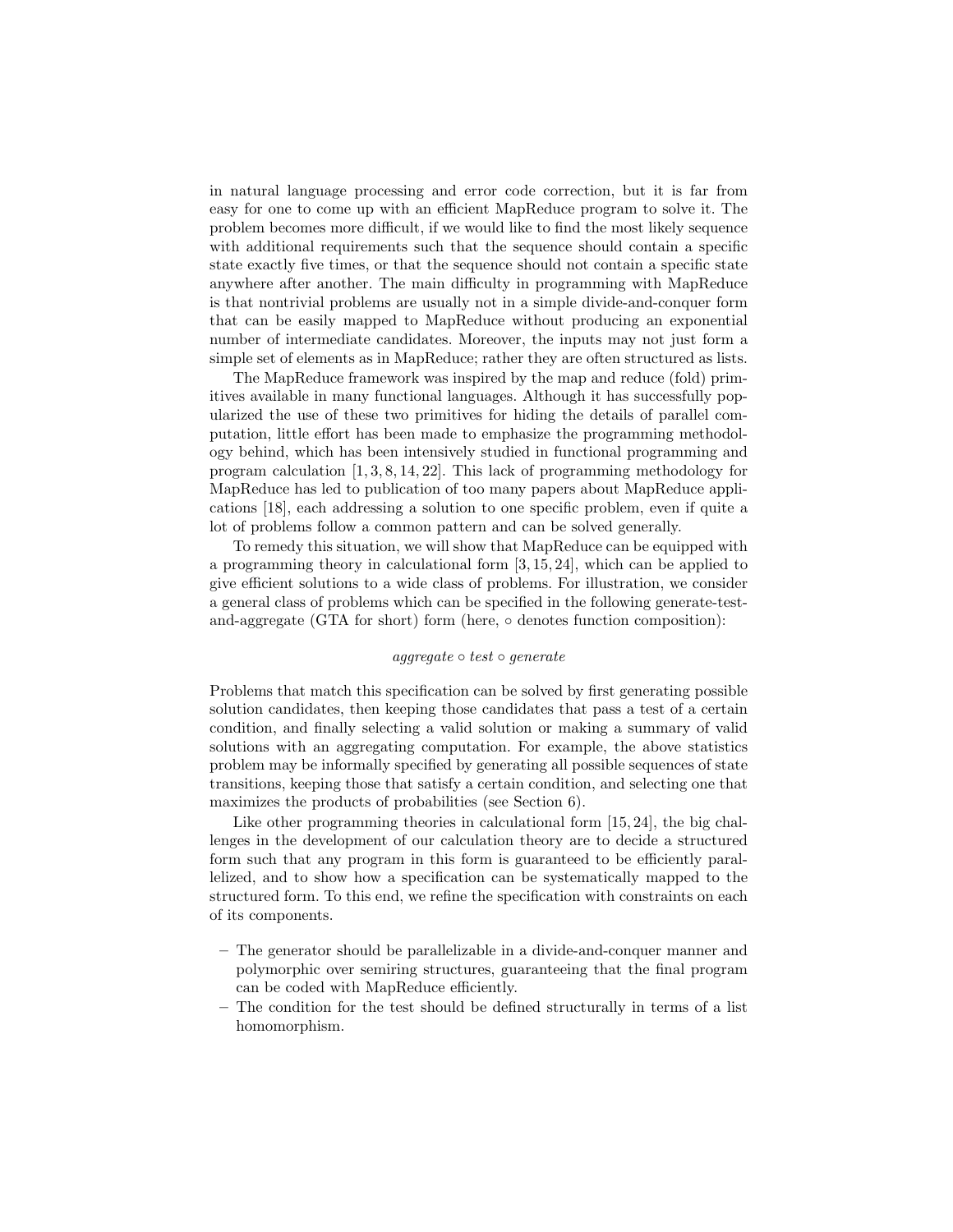in natural language processing and error code correction, but it is far from easy for one to come up with an efficient MapReduce program to solve it. The problem becomes more difficult, if we would like to find the most likely sequence with additional requirements such that the sequence should contain a specific state exactly five times, or that the sequence should not contain a specific state anywhere after another. The main difficulty in programming with MapReduce is that nontrivial problems are usually not in a simple divide-and-conquer form that can be easily mapped to MapReduce without producing an exponential number of intermediate candidates. Moreover, the inputs may not just form a simple set of elements as in MapReduce; rather they are often structured as lists.

The MapReduce framework was inspired by the map and reduce (fold) primitives available in many functional languages. Although it has successfully popularized the use of these two primitives for hiding the details of parallel computation, little effort has been made to emphasize the programming methodology behind, which has been intensively studied in functional programming and program calculation [1, 3, 8, 14, 22]. This lack of programming methodology for MapReduce has led to publication of too many papers about MapReduce applications [18], each addressing a solution to one specific problem, even if quite a lot of problems follow a common pattern and can be solved generally.

To remedy this situation, we will show that MapReduce can be equipped with a programming theory in calculational form [3, 15, 24], which can be applied to give efficient solutions to a wide class of problems. For illustration, we consider a general class of problems which can be specified in the following generate-test-and-aggregate (GTA for short) form (here, $\circ$ denotes function composition):

$$\mathit{aggregate} \circ \mathit{test} \circ \mathit{generate}$$

Problems that match this specification can be solved by first generating possible solution candidates, then keeping those candidates that pass a test of a certain condition, and finally selecting a valid solution or making a summary of valid solutions with an aggregating computation. For example, the above statistics problem may be informally specified by generating all possible sequences of state transitions, keeping those that satisfy a certain condition, and selecting one that maximizes the products of probabilities (see Section 6).

Like other programming theories in calculational form [15, 24], the big challenges in the development of our calculation theory are to decide a structured form such that any program in this form is guaranteed to be efficiently parallelized, and to show how a specification can be systematically mapped to the structured form. To this end, we refine the specification with constraints on each of its components.

- The generator should be parallelizable in a divide-and-conquer manner and polymorphic over semiring structures, guaranteeing that the final program can be coded with MapReduce efficiently.
- The condition for the test should be defined structurally in terms of a list homomorphism.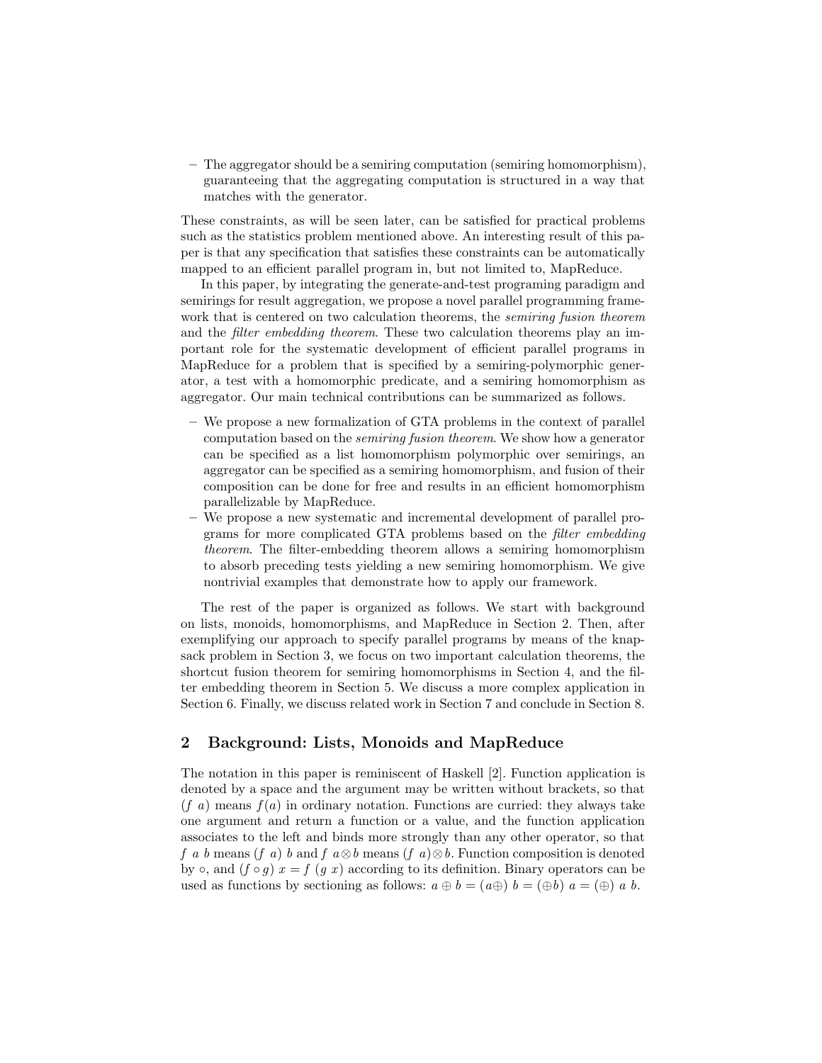– The aggregator should be a semiring computation (semiring homomorphism), guaranteeing that the aggregating computation is structured in a way that matches with the generator.

These constraints, as will be seen later, can be satisfied for practical problems such as the statistics problem mentioned above. An interesting result of this paper is that any specification that satisfies these constraints can be automatically mapped to an efficient parallel program in, but not limited to, MapReduce.

In this paper, by integrating the generate-and-test programing paradigm and semirings for result aggregation, we propose a novel parallel programming framework that is centered on two calculation theorems, the *semiring fusion theorem* and the *filter embedding theorem*. These two calculation theorems play an important role for the systematic development of efficient parallel programs in MapReduce for a problem that is specified by a semiring-polymorphic generator, a test with a homomorphic predicate, and a semiring homomorphism as aggregator. Our main technical contributions can be summarized as follows.

– We propose a new formalization of GTA problems in the context of parallel computation based on the *semiring fusion theorem*. We show how a generator can be specified as a list homomorphism polymorphic over semirings, an aggregator can be specified as a semiring homomorphism, and fusion of their composition can be done for free and results in an efficient homomorphism parallelizable by MapReduce.
– We propose a new systematic and incremental development of parallel programs for more complicated GTA problems based on the *filter embedding theorem*. The filter-embedding theorem allows a semiring homomorphism to absorb preceding tests yielding a new semiring homomorphism. We give nontrivial examples that demonstrate how to apply our framework.

The rest of the paper is organized as follows. We start with background on lists, monoids, homomorphisms, and MapReduce in Section 2. Then, after exemplifying our approach to specify parallel programs by means of the knapsack problem in Section 3, we focus on two important calculation theorems, the shortcut fusion theorem for semiring homomorphisms in Section 4, and the filter embedding theorem in Section 5. We discuss a more complex application in Section 6. Finally, we discuss related work in Section 7 and conclude in Section 8.

## 2 Background: Lists, Monoids and MapReduce

The notation in this paper is reminiscent of Haskell [2]. Function application is denoted by a space and the argument may be written without brackets, so that $(f\ a)$ means $f(a)$ in ordinary notation. Functions are curried: they always take one argument and return a function or a value, and the function application associates to the left and binds more strongly than any other operator, so that $f\ a\ b$ means $(f\ a)\ b$ and $f\ a \otimes b$ means $(f\ a) \otimes b$. Function composition is denoted by $\circ$, and $(f \circ g)\ x = f\ (g\ x)$ according to its definition. Binary operators can be used as functions by sectioning as follows: $a \oplus b = (a\oplus)\ b = (\oplus b)\ a = (\oplus)\ a\ b$.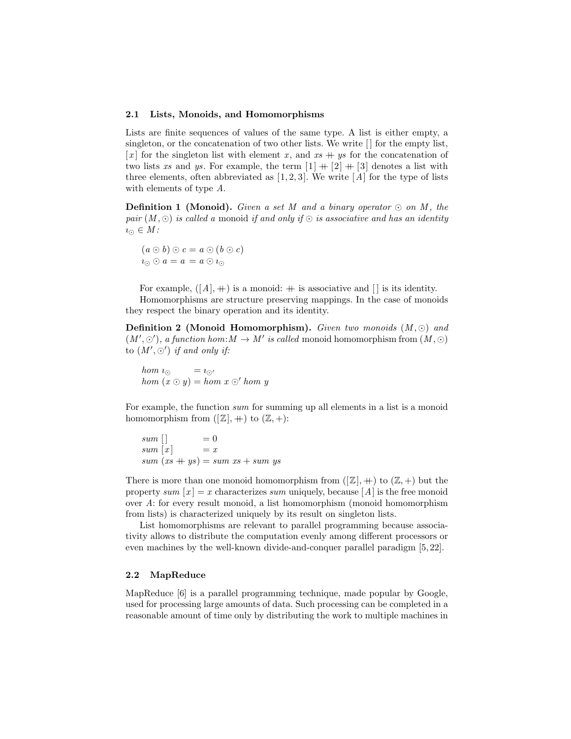### 2.1 Lists, Monoids, and Homomorphisms

Lists are finite sequences of values of the same type. A list is either empty, a singleton, or the concatenation of two other lists. We write $[\,]$ for the empty list, $[x]$ for the singleton list with element $x$, and $xs +\!\!+ \ ys$ for the concatenation of two lists $xs$ and $ys$. For example, the term $[1] +\!\!+ [2] +\!\!+ [3]$ denotes a list with three elements, often abbreviated as $[1, 2, 3]$. We write $[A]$ for the type of lists with elements of type $A$.

**Definition 1 (Monoid).** *Given a set $M$ and a binary operator $\odot$ on $M$, the pair $(M, \odot)$ is called a* monoid *if and only if $\odot$ is associative and has an identity $\imath_\odot \in M$:*

$$(a \odot b) \odot c = a \odot (b \odot c)$$
$$\imath_\odot \odot a = a = a \odot \imath_\odot$$

For example, $([A], +\!\!+)$ is a monoid: $+\!\!+$ is associative and $[\,]$ is its identity.

Homomorphisms are structure preserving mappings. In the case of monoids they respect the binary operation and its identity.

**Definition 2 (Monoid Homomorphism).** *Given two monoids $(M, \odot)$ and $(M', \odot')$, a function $hom : M \to M'$ is called* monoid homomorphism *from $(M, \odot)$ to $(M', \odot')$ if and only if:*

$$hom\ \imath_\odot = \imath_{\odot'}$$
$$hom\ (x \odot y) = hom\ x \odot' hom\ y$$

For example, the function *sum* for summing up all elements in a list is a monoid homomorphism from $([\mathbb{Z}], +\!\!+)$ to $(\mathbb{Z}, +)$:

$$sum\ [\,] = 0$$
$$sum\ [x] = x$$
$$sum\ (xs +\!\!+ \ ys) = sum\ xs + sum\ ys$$

There is more than one monoid homomorphism from $([\mathbb{Z}], +\!\!+)$ to $(\mathbb{Z}, +)$ but the property $sum\ [x] = x$ characterizes *sum* uniquely, because $[A]$ is the free monoid over $A$: for every result monoid, a list homomorphism (monoid homomorphism from lists) is characterized uniquely by its result on singleton lists.

List homomorphisms are relevant to parallel programming because associativity allows to distribute the computation evenly among different processors or even machines by the well-known divide-and-conquer parallel paradigm [5, 22].

### 2.2 MapReduce

MapReduce [6] is a parallel programming technique, made popular by Google, used for processing large amounts of data. Such processing can be completed in a reasonable amount of time only by distributing the work to multiple machines in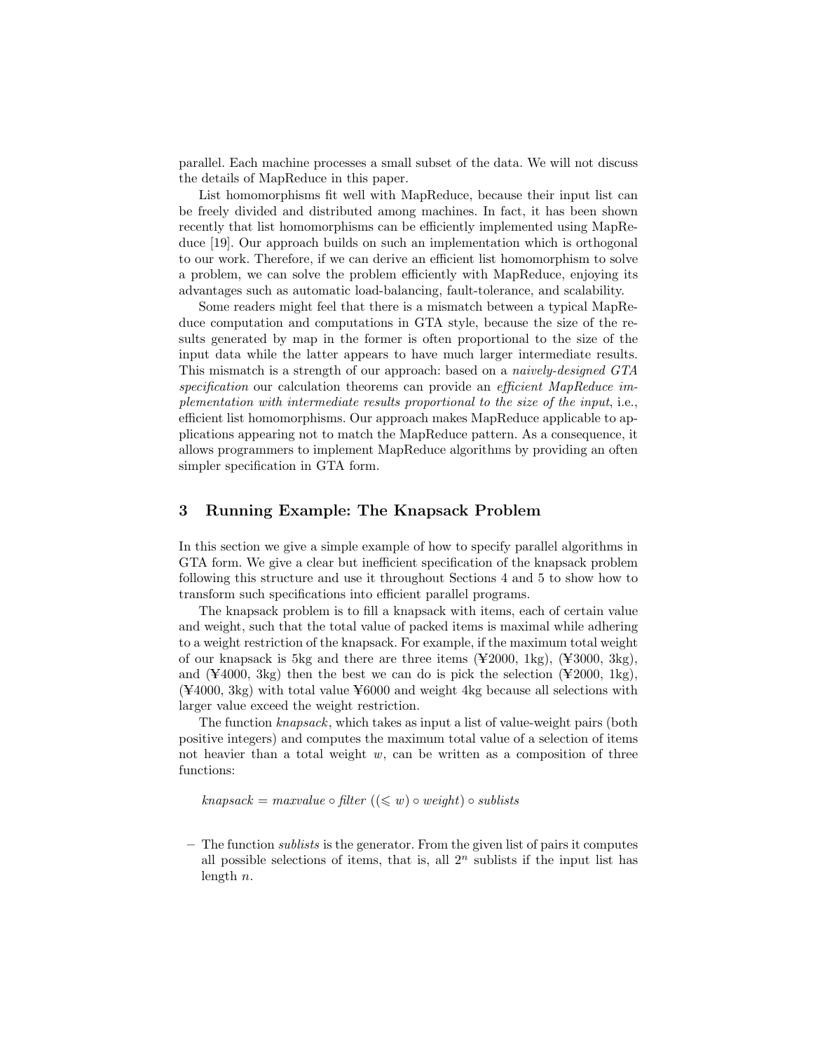parallel. Each machine processes a small subset of the data. We will not discuss the details of MapReduce in this paper.

List homomorphisms fit well with MapReduce, because their input list can be freely divided and distributed among machines. In fact, it has been shown recently that list homomorphisms can be efficiently implemented using MapReduce [19]. Our approach builds on such an implementation which is orthogonal to our work. Therefore, if we can derive an efficient list homomorphism to solve a problem, we can solve the problem efficiently with MapReduce, enjoying its advantages such as automatic load-balancing, fault-tolerance, and scalability.

Some readers might feel that there is a mismatch between a typical MapReduce computation and computations in GTA style, because the size of the results generated by map in the former is often proportional to the size of the input data while the latter appears to have much larger intermediate results. This mismatch is a strength of our approach: based on a *naively-designed GTA specification* our calculation theorems can provide an *efficient MapReduce implementation with intermediate results proportional to the size of the input*, i.e., efficient list homomorphisms. Our approach makes MapReduce applicable to applications appearing not to match the MapReduce pattern. As a consequence, it allows programmers to implement MapReduce algorithms by providing an often simpler specification in GTA form.

## 3 Running Example: The Knapsack Problem

In this section we give a simple example of how to specify parallel algorithms in GTA form. We give a clear but inefficient specification of the knapsack problem following this structure and use it throughout Sections 4 and 5 to show how to transform such specifications into efficient parallel programs.

The knapsack problem is to fill a knapsack with items, each of certain value and weight, such that the total value of packed items is maximal while adhering to a weight restriction of the knapsack. For example, if the maximum total weight of our knapsack is 5kg and there are three items (¥2000, 1kg), (¥3000, 3kg), and (¥4000, 3kg) then the best we can do is pick the selection (¥2000, 1kg), (¥4000, 3kg) with total value ¥6000 and weight 4kg because all selections with larger value exceed the weight restriction.

The function *knapsack*, which takes as input a list of value-weight pairs (both positive integers) and computes the maximum total value of a selection of items not heavier than a total weight $w$, can be written as a composition of three functions:

$$knapsack = maxvalue \circ filter\ ((\leqslant w) \circ weight) \circ sublists$$

- The function *sublists* is the generator. From the given list of pairs it computes all possible selections of items, that is, all $2^n$ sublists if the input list has length $n$.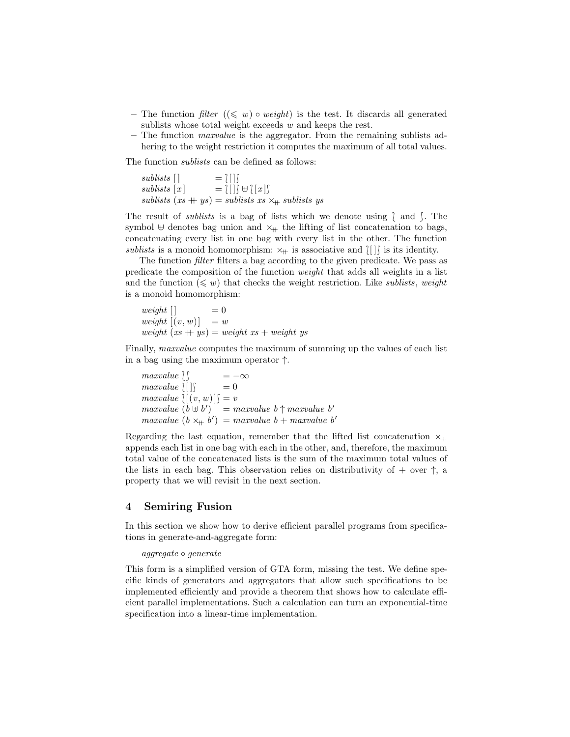- The function *filter* $((\leqslant w) \circ weight)$ is the test. It discards all generated sublists whose total weight exceeds $w$ and keeps the rest.
- The function *maxvalue* is the aggregator. From the remaining sublists adhering to the weight restriction it computes the maximum of all total values.

The function *sublists* can be defined as follows:

$$
\begin{array}{ll}
sublists\ [\,] & = \wr [\,] \int \\
sublists\ [x] & = \wr [\,] \int \uplus \wr [x] \int \\
sublists\ (xs +\!\!+\ ys) & = sublists\ xs \times_{+\!+}\ sublists\ ys
\end{array}
$$

The result of *sublists* is a bag of lists which we denote using $\wr$ and $\int$. The symbol $\uplus$ denotes bag union and $\times_{+\!+}$ the lifting of list concatenation to bags, concatenating every list in one bag with every list in the other. The function *sublists* is a monoid homomorphism: $\times_{+\!+}$ is associative and $\wr [\,] \int$ is its identity.

The function *filter* filters a bag according to the given predicate. We pass as predicate the composition of the function *weight* that adds all weights in a list and the function $(\leqslant w)$ that checks the weight restriction. Like *sublists*, *weight* is a monoid homomorphism:

$$
\begin{array}{ll}
weight\ [\,] & = 0 \\
weight\ [(v, w)] & = w \\
weight\ (xs +\!\!+\ ys) & = weight\ xs + weight\ ys
\end{array}
$$

Finally, *maxvalue* computes the maximum of summing up the values of each list in a bag using the maximum operator $\uparrow$.

$$
\begin{array}{ll}
maxvalue\ \wr \int & = -\infty \\
maxvalue\ \wr [\,] \int & = 0 \\
maxvalue\ \wr [(v, w)] \int & = v \\
maxvalue\ (b \uplus b') & = maxvalue\ b \uparrow maxvalue\ b' \\
maxvalue\ (b \times_{+\!+} b') & = maxvalue\ b + maxvalue\ b'
\end{array}
$$

Regarding the last equation, remember that the lifted list concatenation $\times_{+\!+}$ appends each list in one bag with each in the other, and, therefore, the maximum total value of the concatenated lists is the sum of the maximum total values of the lists in each bag. This observation relies on distributivity of $+$ over $\uparrow$, a property that we will revisit in the next section.

## 4 Semiring Fusion

In this section we show how to derive efficient parallel programs from specifications in generate-and-aggregate form:

$$aggregate \circ generate$$

This form is a simplified version of GTA form, missing the test. We define specific kinds of generators and aggregators that allow such specifications to be implemented efficiently and provide a theorem that shows how to calculate efficient parallel implementations. Such a calculation can turn an exponential-time specification into a linear-time implementation.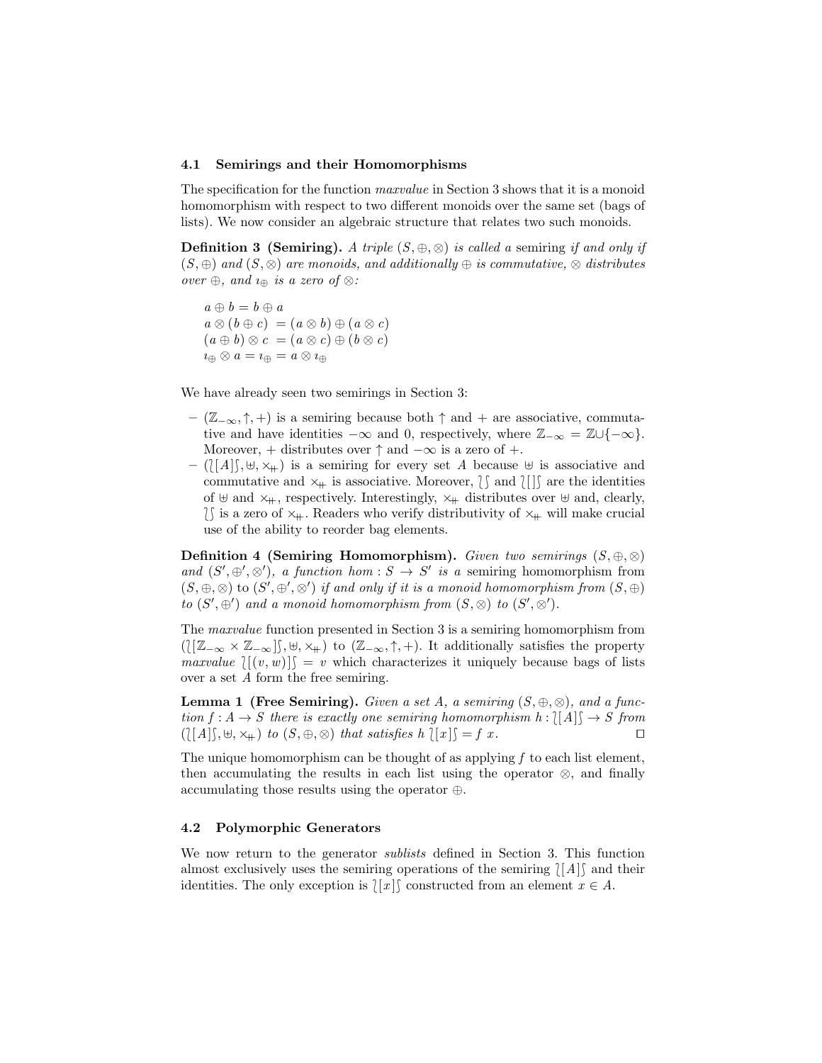### 4.1 Semirings and their Homomorphisms

The specification for the function *maxvalue* in Section 3 shows that it is a monoid homomorphism with respect to two different monoids over the same set (bags of lists). We now consider an algebraic structure that relates two such monoids.

**Definition 3 (Semiring).** *A triple $(S, \oplus, \otimes)$ is called a* semiring *if and only if $(S, \oplus)$ and $(S, \otimes)$ are monoids, and additionally $\oplus$ is commutative, $\otimes$ distributes over $\oplus$, and $\imath_\oplus$ is a zero of $\otimes$:*

$$a \oplus b = b \oplus a$$
$$a \otimes (b \oplus c) \ = (a \otimes b) \oplus (a \otimes c)$$
$$(a \oplus b) \otimes c \ = (a \otimes c) \oplus (b \otimes c)$$
$$\imath_\oplus \otimes a = \imath_\oplus = a \otimes \imath_\oplus$$

We have already seen two semirings in Section 3:

- $(\mathbb{Z}_{-\infty}, \uparrow, +)$ is a semiring because both $\uparrow$ and $+$ are associative, commutative and have identities $-\infty$ and $0$, respectively, where $\mathbb{Z}_{-\infty} = \mathbb{Z} \cup \{-\infty\}$. Moreover, $+$ distributes over $\uparrow$ and $-\infty$ is a zero of $+$.
- $(\wr[A]\int, \uplus, \times_{+\!\!+})$ is a semiring for every set $A$ because $\uplus$ is associative and commutative and $\times_{+\!\!+}$ is associative. Moreover, $\wr\int$ and $\wr[]\int$ are the identities of $\uplus$ and $\times_{+\!\!+}$, respectively. Interestingly, $\times_{+\!\!+}$ distributes over $\uplus$ and, clearly, $\wr\int$ is a zero of $\times_{+\!\!+}$. Readers who verify distributivity of $\times_{+\!\!+}$ will make crucial use of the ability to reorder bag elements.

**Definition 4 (Semiring Homomorphism).** *Given two semirings $(S, \oplus, \otimes)$ and $(S', \oplus', \otimes')$, a function $hom : S \to S'$ is a* semiring homomorphism *from $(S, \oplus, \otimes)$ to $(S', \oplus', \otimes')$ if and only if it is a monoid homomorphism from $(S, \oplus)$ to $(S', \oplus')$ and a monoid homomorphism from $(S, \otimes)$ to $(S', \otimes')$.*

The *maxvalue* function presented in Section 3 is a semiring homomorphism from $(\wr[\mathbb{Z}_{-\infty} \times \mathbb{Z}_{-\infty}]\int, \uplus, \times_{+\!\!+})$ to $(\mathbb{Z}_{-\infty}, \uparrow, +)$. It additionally satisfies the property $maxvalue\ \wr[(v, w)]\int = v$ which characterizes it uniquely because bags of lists over a set $A$ form the free semiring.

**Lemma 1 (Free Semiring).** *Given a set $A$, a semiring $(S, \oplus, \otimes)$, and a function $f : A \to S$ there is exactly one semiring homomorphism $h : \wr[A]\int \to S$ from $(\wr[A]\int, \uplus, \times_{+\!\!+})$ to $(S, \oplus, \otimes)$ that satisfies $h\ \wr[x]\int = f\ x$.* □

The unique homomorphism can be thought of as applying $f$ to each list element, then accumulating the results in each list using the operator $\otimes$, and finally accumulating those results using the operator $\oplus$.

### 4.2 Polymorphic Generators

We now return to the generator *sublists* defined in Section 3. This function almost exclusively uses the semiring operations of the semiring $\wr[A]\int$ and their identities. The only exception is $\wr[x]\int$ constructed from an element $x \in A$.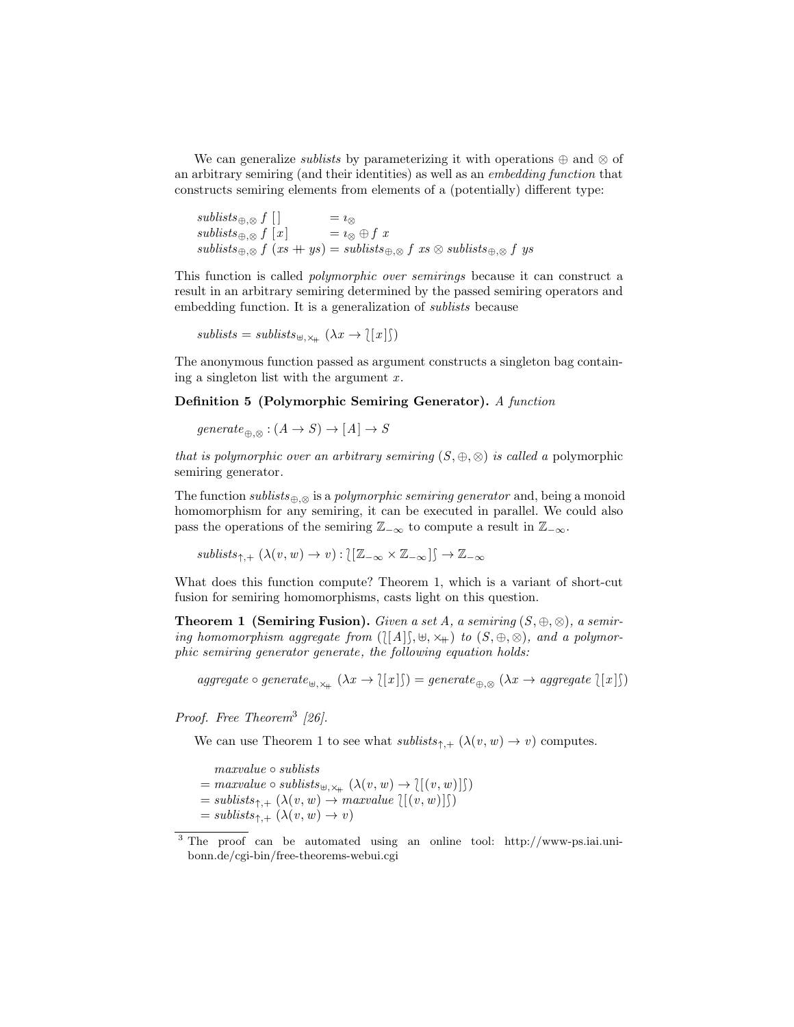We can generalize *sublists* by parameterizing it with operations $\oplus$ and $\otimes$ of an arbitrary semiring (and their identities) as well as an *embedding function* that constructs semiring elements from elements of a (potentially) different type:

$$
\begin{aligned}
&\mathit{sublists}_{\oplus,\otimes}\ f\ [\,] &&= \imath_{\otimes} \\
&\mathit{sublists}_{\oplus,\otimes}\ f\ [x] &&= \imath_{\otimes} \oplus f\ x \\
&\mathit{sublists}_{\oplus,\otimes}\ f\ (xs +\!\!\!+\ ys) &&= \mathit{sublists}_{\oplus,\otimes}\ f\ xs \otimes \mathit{sublists}_{\oplus,\otimes}\ f\ ys
\end{aligned}
$$

This function is called *polymorphic over semirings* because it can construct a result in an arbitrary semiring determined by the passed semiring operators and embedding function. It is a generalization of *sublists* because

$$\mathit{sublists} = \mathit{sublists}_{\uplus,\times_{+\!\!+}}\ (\lambda x \to \wr[x]\int)$$

The anonymous function passed as argument constructs a singleton bag containing a singleton list with the argument $x$.

**Definition 5 (Polymorphic Semiring Generator).** *A function*

$$\mathit{generate}_{\oplus,\otimes} : (A \to S) \to [A] \to S$$

*that is polymorphic over an arbitrary semiring* $(S, \oplus, \otimes)$ *is called a* polymorphic semiring generator.

The function $\mathit{sublists}_{\oplus,\otimes}$ is a *polymorphic semiring generator* and, being a monoid homomorphism for any semiring, it can be executed in parallel. We could also pass the operations of the semiring $\mathbb{Z}_{-\infty}$ to compute a result in $\mathbb{Z}_{-\infty}$.

$$\mathit{sublists}_{\uparrow,+}\ (\lambda(v, w) \to v) : \wr[\mathbb{Z}_{-\infty} \times \mathbb{Z}_{-\infty}]\int \to \mathbb{Z}_{-\infty}$$

What does this function compute? Theorem 1, which is a variant of short-cut fusion for semiring homomorphisms, casts light on this question.

**Theorem 1 (Semiring Fusion).** *Given a set* $A$*, a semiring* $(S, \oplus, \otimes)$*, a semiring homomorphism aggregate from* $(\wr[A]\int, \uplus, \times_{+\!\!+})$ *to* $(S, \oplus, \otimes)$*, and a polymorphic semiring generator generate, the following equation holds:*

$$\mathit{aggregate} \circ \mathit{generate}_{\uplus,\times_{+\!\!+}}\ (\lambda x \to \wr[x]\int) = \mathit{generate}_{\oplus,\otimes}\ (\lambda x \to \mathit{aggregate}\ \wr[x]\int)$$

*Proof.* Free Theorem[3] [26].

We can use Theorem 1 to see what $\mathit{sublists}_{\uparrow,+}\ (\lambda(v, w) \to v)$ computes.

$$
\begin{aligned}
&\mathit{maxvalue} \circ \mathit{sublists} \\
&= \mathit{maxvalue} \circ \mathit{sublists}_{\uplus,\times_{+\!\!+}}\ (\lambda(v, w) \to \wr[(v, w)]\int) \\
&= \mathit{sublists}_{\uparrow,+}\ (\lambda(v, w) \to \mathit{maxvalue}\ \wr[(v, w)]\int) \\
&= \mathit{sublists}_{\uparrow,+}\ (\lambda(v, w) \to v)
\end{aligned}
$$

[3] The proof can be automated using an online tool: http://www-ps.iai.uni-bonn.de/cgi-bin/free-theorems-webui.cgi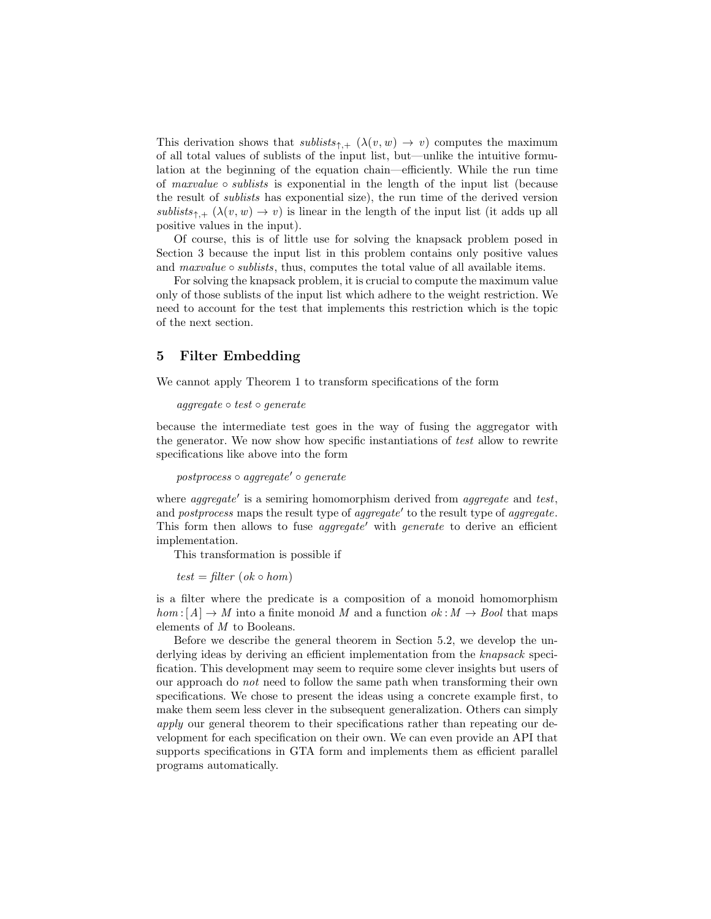This derivation shows that $sublists_{\uparrow,+}\ (\lambda(v,w) \to v)$ computes the maximum of all total values of sublists of the input list, but—unlike the intuitive formulation at the beginning of the equation chain—efficiently. While the run time of $maxvalue \circ sublists$ is exponential in the length of the input list (because the result of *sublists* has exponential size), the run time of the derived version $sublists_{\uparrow,+}\ (\lambda(v,w) \to v)$ is linear in the length of the input list (it adds up all positive values in the input).

Of course, this is of little use for solving the knapsack problem posed in Section 3 because the input list in this problem contains only positive values and $maxvalue \circ sublists$, thus, computes the total value of all available items.

For solving the knapsack problem, it is crucial to compute the maximum value only of those sublists of the input list which adhere to the weight restriction. We need to account for the test that implements this restriction which is the topic of the next section.

## 5 Filter Embedding

We cannot apply Theorem 1 to transform specifications of the form

$$aggregate \circ test \circ generate$$

because the intermediate test goes in the way of fusing the aggregator with the generator. We now show how specific instantiations of *test* allow to rewrite specifications like above into the form

$$postprocess \circ aggregate' \circ generate$$

where $aggregate'$ is a semiring homomorphism derived from *aggregate* and *test*, and *postprocess* maps the result type of $aggregate'$ to the result type of *aggregate*. This form then allows to fuse $aggregate'$ with *generate* to derive an efficient implementation.

This transformation is possible if

$$test = filter\ (ok \circ hom)$$

is a filter where the predicate is a composition of a monoid homomorphism $hom : [A] \to M$ into a finite monoid $M$ and a function $ok : M \to Bool$ that maps elements of $M$ to Booleans.

Before we describe the general theorem in Section 5.2, we develop the underlying ideas by deriving an efficient implementation from the *knapsack* specification. This development may seem to require some clever insights but users of our approach do *not* need to follow the same path when transforming their own specifications. We chose to present the ideas using a concrete example first, to make them seem less clever in the subsequent generalization. Others can simply *apply* our general theorem to their specifications rather than repeating our development for each specification on their own. We can even provide an API that supports specifications in GTA form and implements them as efficient parallel programs automatically.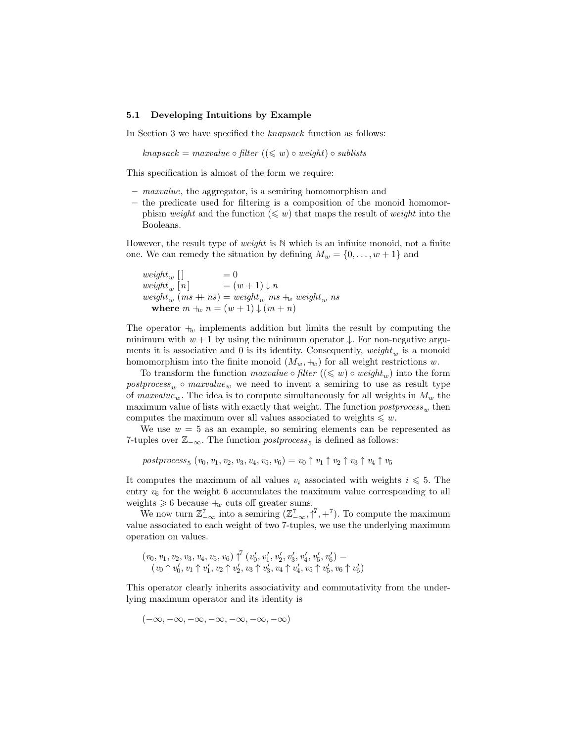### 5.1 Developing Intuitions by Example

In Section 3 we have specified the *knapsack* function as follows:

$$knapsack = maxvalue \circ filter\ ((\leqslant w) \circ weight) \circ sublists$$

This specification is almost of the form we require:

- *maxvalue*, the aggregator, is a semiring homomorphism and
- the predicate used for filtering is a composition of the monoid homomorphism *weight* and the function $(\leqslant w)$ that maps the result of *weight* into the Booleans.

However, the result type of *weight* is $\mathbb{N}$ which is an infinite monoid, not a finite one. We can remedy the situation by defining $M_w = \{0, \ldots, w+1\}$ and

$$
\begin{aligned}
&weight_w\ [\,] &&= 0\\
&weight_w\ [n] &&= (w+1) \downarrow n\\
&weight_w\ (ms +\!\!+\ ns) &&= weight_w\ ms +_w weight_w\ ns\\
&\quad \textbf{where}\ m +_w n = (w+1) \downarrow (m+n)
\end{aligned}
$$

The operator $+_w$ implements addition but limits the result by computing the minimum with $w+1$ by using the minimum operator $\downarrow$. For non-negative arguments it is associative and 0 is its identity. Consequently, $weight_w$ is a monoid homomorphism into the finite monoid $(M_w, +_w)$ for all weight restrictions $w$.

To transform the function $maxvalue \circ filter\ ((\leqslant w) \circ weight_w)$ into the form $postprocess_w \circ maxvalue_w$ we need to invent a semiring to use as result type of $maxvalue_w$. The idea is to compute simultaneously for all weights in $M_w$ the maximum value of lists with exactly that weight. The function $postprocess_w$ then computes the maximum over all values associated to weights $\leqslant w$.

We use $w = 5$ as an example, so semiring elements can be represented as 7-tuples over $\mathbb{Z}_{-\infty}$. The function $postprocess_5$ is defined as follows:

$$postprocess_5\ (v_0, v_1, v_2, v_3, v_4, v_5, v_6) = v_0 \uparrow v_1 \uparrow v_2 \uparrow v_3 \uparrow v_4 \uparrow v_5$$

It computes the maximum of all values $v_i$ associated with weights $i \leqslant 5$. The entry $v_6$ for the weight 6 accumulates the maximum value corresponding to all weights $\geqslant 6$ because $+_w$ cuts off greater sums.

We now turn $\mathbb{Z}^7_{-\infty}$ into a semiring $(\mathbb{Z}^7_{-\infty}, \uparrow^7, +^7)$. To compute the maximum value associated to each weight of two 7-tuples, we use the underlying maximum operation on values.

$$
\begin{aligned}
&(v_0, v_1, v_2, v_3, v_4, v_5, v_6) \uparrow^7 (v'_0, v'_1, v'_2, v'_3, v'_4, v'_5, v'_6) =\\
&\quad (v_0 \uparrow v'_0, v_1 \uparrow v'_1, v_2 \uparrow v'_2, v_3 \uparrow v'_3, v_4 \uparrow v'_4, v_5 \uparrow v'_5, v_6 \uparrow v'_6)
\end{aligned}
$$

This operator clearly inherits associativity and commutativity from the underlying maximum operator and its identity is

$$(-\infty, -\infty, -\infty, -\infty, -\infty, -\infty, -\infty)$$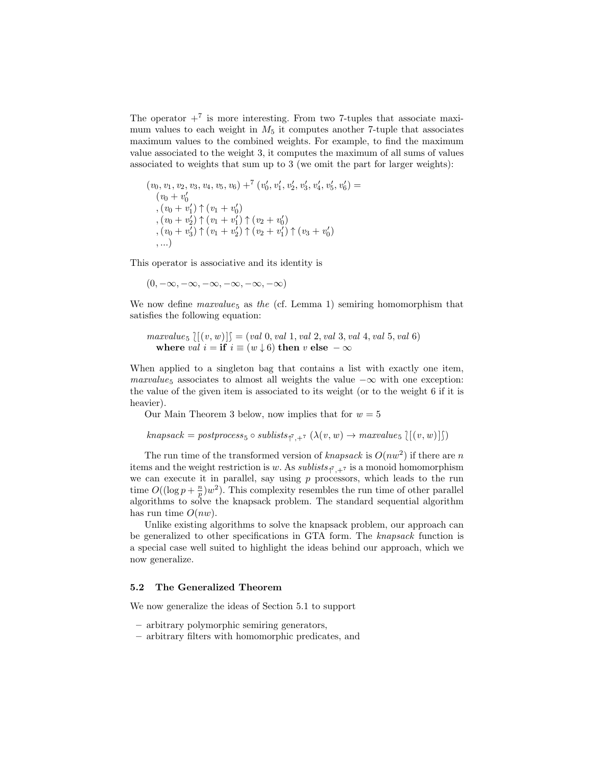The operator $+^7$ is more interesting. From two 7-tuples that associate maximum values to each weight in $M_5$ it computes another 7-tuple that associates maximum values to the combined weights. For example, to find the maximum value associated to the weight 3, it computes the maximum of all sums of values associated to weights that sum up to 3 (we omit the part for larger weights):

$$
\begin{aligned}
&(v_0, v_1, v_2, v_3, v_4, v_5, v_6) +^7 (v'_0, v'_1, v'_2, v'_3, v'_4, v'_5, v'_6) = \\
&\quad (v_0 + v'_0 \\
&\quad , (v_0 + v'_1) \uparrow (v_1 + v'_0) \\
&\quad , (v_0 + v'_2) \uparrow (v_1 + v'_1) \uparrow (v_2 + v'_0) \\
&\quad , (v_0 + v'_3) \uparrow (v_1 + v'_2) \uparrow (v_2 + v'_1) \uparrow (v_3 + v'_0) \\
&\quad , ...)
\end{aligned}
$$

This operator is associative and its identity is

$$(0, -\infty, -\infty, -\infty, -\infty, -\infty, -\infty)$$

We now define $maxvalue_5$ as *the* (cf. Lemma 1) semiring homomorphism that satisfies the following equation:

$$
\begin{aligned}
&maxvalue_5 \; \wr[(v, w)]\wr = (val\ 0, val\ 1, val\ 2, val\ 3, val\ 4, val\ 5, val\ 6) \\
&\quad \textbf{where}\ val\ i = \textbf{if}\ i \equiv (w \downarrow 6)\ \textbf{then}\ v\ \textbf{else}\ -\infty
\end{aligned}
$$

When applied to a singleton bag that contains a list with exactly one item, $maxvalue_5$ associates to almost all weights the value $-\infty$ with one exception: the value of the given item is associated to its weight (or to the weight 6 if it is heavier).

Our Main Theorem 3 below, now implies that for $w = 5$

$$knapsack = postprocess_5 \circ sublists_{\uparrow^7, +^7}\ (\lambda(v, w) \rightarrow maxvalue_5\ \wr[(v, w)]\wr)$$

The run time of the transformed version of *knapsack* is $O(nw^2)$ if there are $n$ items and the weight restriction is $w$. As $sublists_{\uparrow^7, +^7}$ is a monoid homomorphism we can execute it in parallel, say using $p$ processors, which leads to the run time $O((\log p + \frac{n}{p})w^2)$. This complexity resembles the run time of other parallel algorithms to solve the knapsack problem. The standard sequential algorithm has run time $O(nw)$.

Unlike existing algorithms to solve the knapsack problem, our approach can be generalized to other specifications in GTA form. The *knapsack* function is a special case well suited to highlight the ideas behind our approach, which we now generalize.

### 5.2 The Generalized Theorem

We now generalize the ideas of Section 5.1 to support

- arbitrary polymorphic semiring generators,
- arbitrary filters with homomorphic predicates, and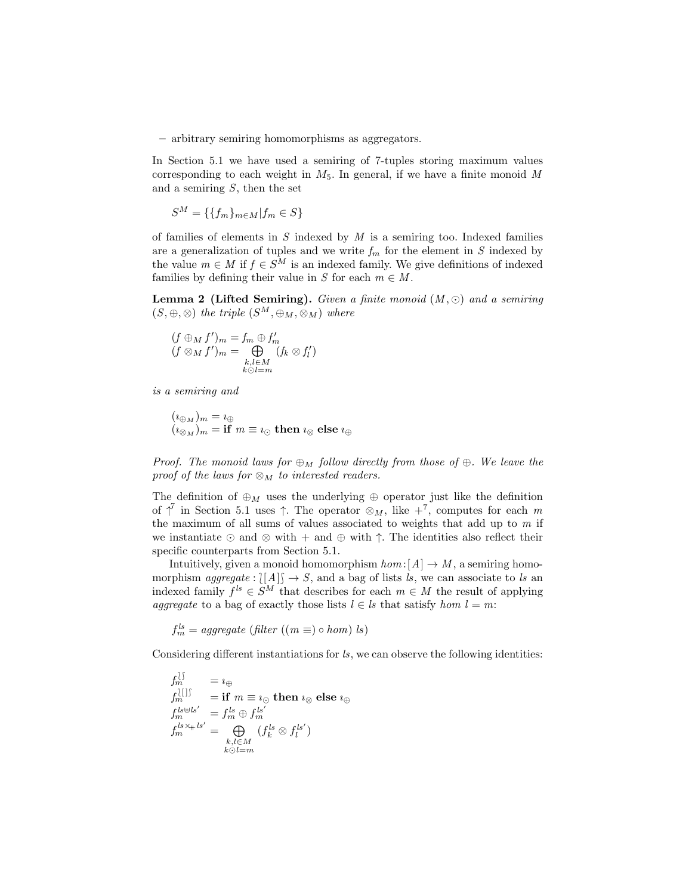– arbitrary semiring homomorphisms as aggregators.

In Section 5.1 we have used a semiring of 7-tuples storing maximum values corresponding to each weight in $M_5$. In general, if we have a finite monoid $M$ and a semiring $S$, then the set

$$S^M = \{\{f_m\}_{m \in M} | f_m \in S\}$$

of families of elements in $S$ indexed by $M$ is a semiring too. Indexed families are a generalization of tuples and we write $f_m$ for the element in $S$ indexed by the value $m \in M$ if $f \in S^M$ is an indexed family. We give definitions of indexed families by defining their value in $S$ for each $m \in M$.

**Lemma 2 (Lifted Semiring).** *Given a finite monoid $(M, \odot)$ and a semiring $(S, \oplus, \otimes)$ the triple $(S^M, \oplus_M, \otimes_M)$ where*

$$\begin{aligned}
(f \oplus_M f')_m &= f_m \oplus f'_m \\
(f \otimes_M f')_m &= \bigoplus_{\substack{k,l \in M \\ k \odot l = m}} (f_k \otimes f'_l)
\end{aligned}$$

*is a semiring and*

$$\begin{aligned}
(\imath_{\oplus_M})_m &= \imath_\oplus \\
(\imath_{\otimes_M})_m &= \textbf{if } m \equiv \imath_\odot \textbf{ then } \imath_\otimes \textbf{ else } \imath_\oplus
\end{aligned}$$

*Proof.* *The monoid laws for $\oplus_M$ follow directly from those of $\oplus$. We leave the proof of the laws for $\otimes_M$ to interested readers.*

The definition of $\oplus_M$ uses the underlying $\oplus$ operator just like the definition of $\uparrow^7$ in Section 5.1 uses $\uparrow$. The operator $\otimes_M$, like $+^7$, computes for each $m$ the maximum of all sums of values associated to weights that add up to $m$ if we instantiate $\odot$ and $\otimes$ with $+$ and $\oplus$ with $\uparrow$. The identities also reflect their specific counterparts from Section 5.1.

Intuitively, given a monoid homomorphism $hom : [A] \to M$, a semiring homomorphism $aggregate : \wr [A] \int \to S$, and a bag of lists $ls$, we can associate to $ls$ an indexed family $f^{ls} \in S^M$ that describes for each $m \in M$ the result of applying $aggregate$ to a bag of exactly those lists $l \in ls$ that satisfy $hom\ l = m$:

$$f^{ls}_m = aggregate\ (filter\ ((m \equiv) \circ hom)\ ls)$$

Considering different instantiations for $ls$, we can observe the following identities:

$$\begin{aligned}
f^{\wr\int}_m &= \imath_\oplus \\
f^{\wr[]\int}_m &= \textbf{if } m \equiv \imath_\odot \textbf{ then } \imath_\otimes \textbf{ else } \imath_\oplus \\
f^{ls \uplus ls'}_m &= f^{ls}_m \oplus f^{ls'}_m \\
f^{ls \times_{+\!\!+} ls'}_m &= \bigoplus_{\substack{k,l \in M \\ k \odot l = m}} (f^{ls}_k \otimes f^{ls'}_l)
\end{aligned}$$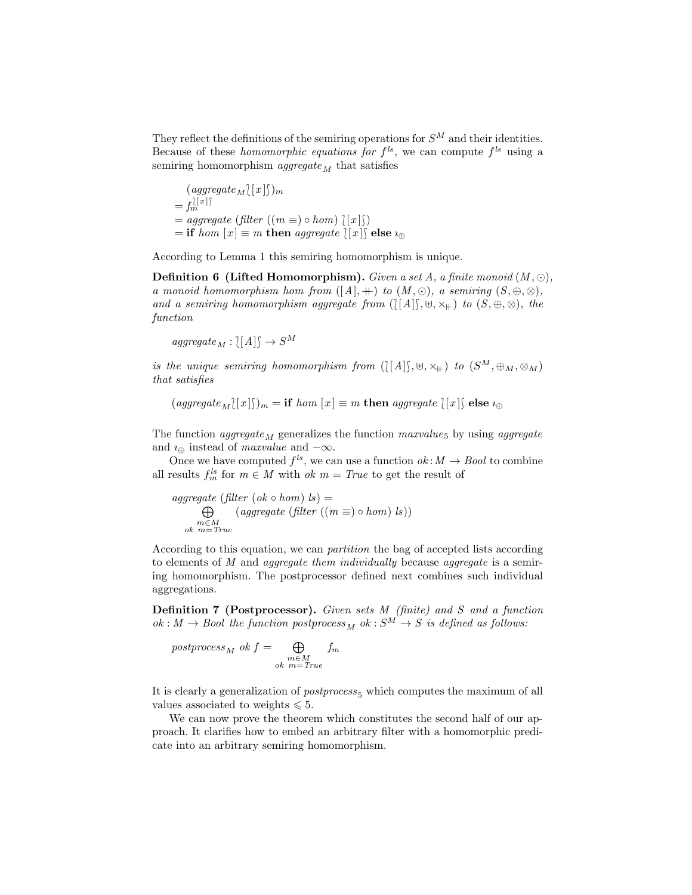They reflect the definitions of the semiring operations for $S^M$ and their identities. Because of these *homomorphic equations for* $f^{ls}$, we can compute $f^{ls}$ using a semiring homomorphism $aggregate_M$ that satisfies

$$
\begin{aligned}
& (aggregate_M \wr[x]\wr)_m \\
&= f_m^{\wr[x]\wr} \\
&= aggregate\ (filter\ ((m \equiv) \circ hom)\ \wr[x]\wr) \\
&= \textbf{if}\ hom\ [x] \equiv m\ \textbf{then}\ aggregate\ \wr[x]\wr\ \textbf{else}\ \imath_\oplus
\end{aligned}
$$

According to Lemma 1 this semiring homomorphism is unique.

**Definition 6 (Lifted Homomorphism).** *Given a set A, a finite monoid $(M, \odot)$, a monoid homomorphism hom from $([A], +\!\!+)$ to $(M, \odot)$, a semiring $(S, \oplus, \otimes)$, and a semiring homomorphism aggregate from $(\wr[A]\wr, \uplus, \times_{+\!+})$ to $(S, \oplus, \otimes)$, the function*

$$aggregate_M : \wr[A]\wr \to S^M$$

*is the unique semiring homomorphism from $(\wr[A]\wr, \uplus, \times_{+\!+})$ to $(S^M, \oplus_M, \otimes_M)$ that satisfies*

$$(aggregate_M \wr[x]\wr)_m = \textbf{if}\ hom\ [x] \equiv m\ \textbf{then}\ aggregate\ \wr[x]\wr\ \textbf{else}\ \imath_\oplus$$

The function $aggregate_M$ generalizes the function $maxvalue_5$ by using *aggregate* and $\imath_\oplus$ instead of *maxvalue* and $-\infty$.

Once we have computed $f^{ls}$, we can use a function $ok : M \to Bool$ to combine all results $f_m^{ls}$ for $m \in M$ with $ok\ m = True$ to get the result of

$$aggregate\ (filter\ (ok \circ hom)\ ls) = \bigoplus_{\substack{m \in M \\ ok\ m = True}} (aggregate\ (filter\ ((m \equiv) \circ hom)\ ls))$$

According to this equation, we can *partition* the bag of accepted lists according to elements of $M$ and *aggregate them individually* because *aggregate* is a semiring homomorphism. The postprocessor defined next combines such individual aggregations.

**Definition 7 (Postprocessor).** *Given sets M (finite) and S and a function $ok : M \to Bool$ the function $postprocess_M\ ok : S^M \to S$ is defined as follows:*

$$postprocess_M\ ok\ f = \bigoplus_{\substack{m \in M \\ ok\ m = True}} f_m$$

It is clearly a generalization of $postprocess_5$ which computes the maximum of all values associated to weights $\leqslant 5$.

We can now prove the theorem which constitutes the second half of our approach. It clarifies how to embed an arbitrary filter with a homomorphic predicate into an arbitrary semiring homomorphism.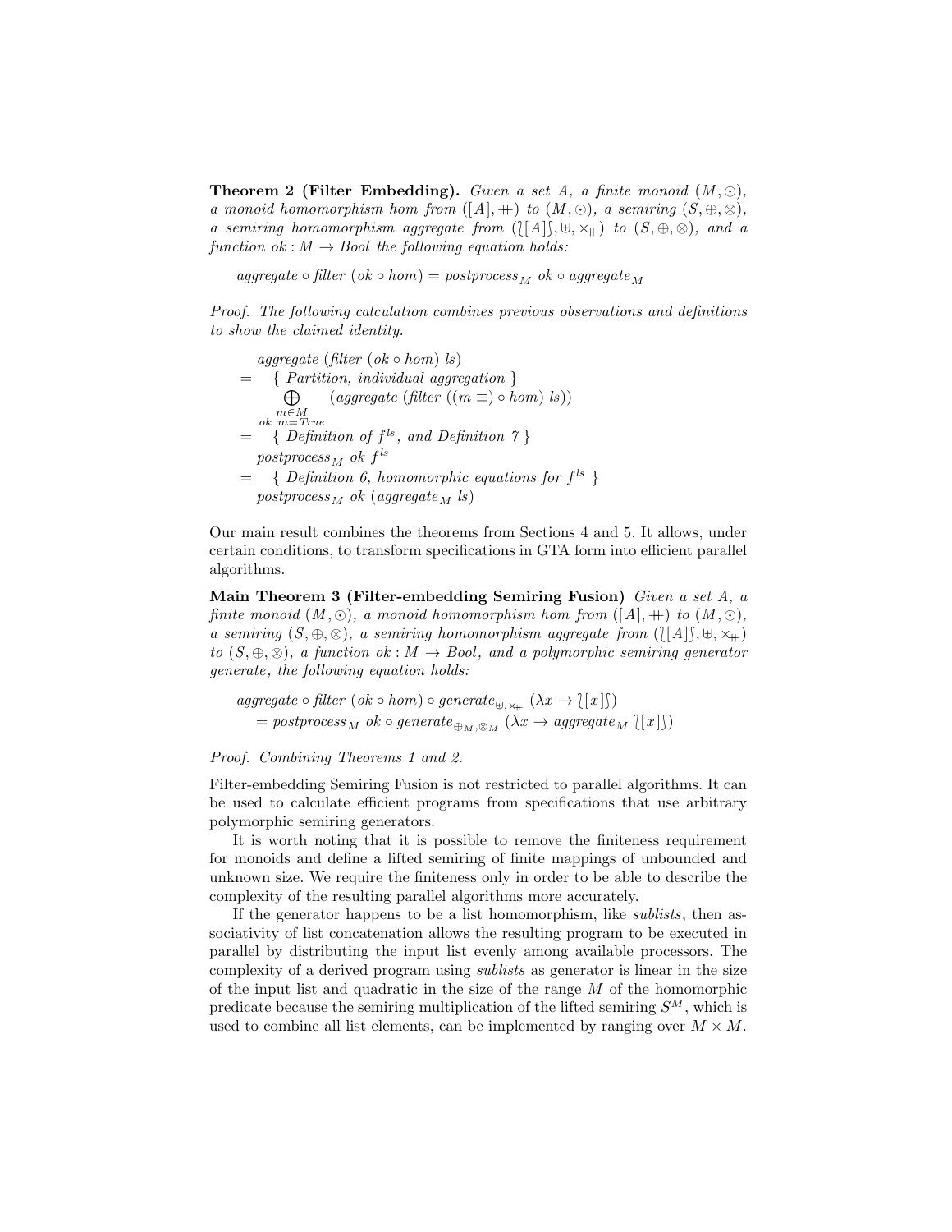**Theorem 2 (Filter Embedding).** *Given a set $A$, a finite monoid $(M, \odot)$, a monoid homomorphism hom from $([A], +\!\!+)$ to $(M, \odot)$, a semiring $(S, \oplus, \otimes)$, a semiring homomorphism aggregate from $(\wr[A]\wr, \uplus, \times_{+\!\!+})$ to $(S, \oplus, \otimes)$, and a function $ok : M \to Bool$ the following equation holds:*

$$aggregate \circ filter\ (ok \circ hom) = postprocess_M\ ok \circ aggregate_M$$

*Proof.* The following calculation combines previous observations and definitions to show the claimed identity.

$$
\begin{aligned}
& aggregate\ (filter\ (ok \circ hom)\ ls) \\
= &\quad \{\ \text{Partition, individual aggregation}\ \} \\
& \bigoplus_{\substack{m \in M \\ ok\ m = True}} (aggregate\ (filter\ ((m \equiv) \circ hom)\ ls)) \\
= &\quad \{\ \text{Definition of } f^{ls}\text{, and Definition 7}\ \} \\
& postprocess_M\ ok\ f^{ls} \\
= &\quad \{\ \text{Definition 6, homomorphic equations for } f^{ls}\ \} \\
& postprocess_M\ ok\ (aggregate_M\ ls)
\end{aligned}
$$

Our main result combines the theorems from Sections 4 and 5. It allows, under certain conditions, to transform specifications in GTA form into efficient parallel algorithms.

**Main Theorem 3 (Filter-embedding Semiring Fusion)** *Given a set $A$, a finite monoid $(M, \odot)$, a monoid homomorphism hom from $([A], +\!\!+)$ to $(M, \odot)$, a semiring $(S, \oplus, \otimes)$, a semiring homomorphism aggregate from $(\wr[A]\wr, \uplus, \times_{+\!\!+})$ to $(S, \oplus, \otimes)$, a function $ok : M \to Bool$, and a polymorphic semiring generator generate, the following equation holds:*

$$
\begin{aligned}
& aggregate \circ filter\ (ok \circ hom) \circ generate_{\uplus, \times_{+\!\!+}}\ (\lambda x \to \wr[x]\wr) \\
& \quad = postprocess_M\ ok \circ generate_{\oplus_M, \otimes_M}\ (\lambda x \to aggregate_M\ \wr[x]\wr)
\end{aligned}
$$

*Proof.* Combining Theorems 1 and 2.

Filter-embedding Semiring Fusion is not restricted to parallel algorithms. It can be used to calculate efficient programs from specifications that use arbitrary polymorphic semiring generators.

It is worth noting that it is possible to remove the finiteness requirement for monoids and define a lifted semiring of finite mappings of unbounded and unknown size. We require the finiteness only in order to be able to describe the complexity of the resulting parallel algorithms more accurately.

If the generator happens to be a list homomorphism, like *sublists*, then associativity of list concatenation allows the resulting program to be executed in parallel by distributing the input list evenly among available processors. The complexity of a derived program using *sublists* as generator is linear in the size of the input list and quadratic in the size of the range $M$ of the homomorphic predicate because the semiring multiplication of the lifted semiring $S^M$, which is used to combine all list elements, can be implemented by ranging over $M \times M$.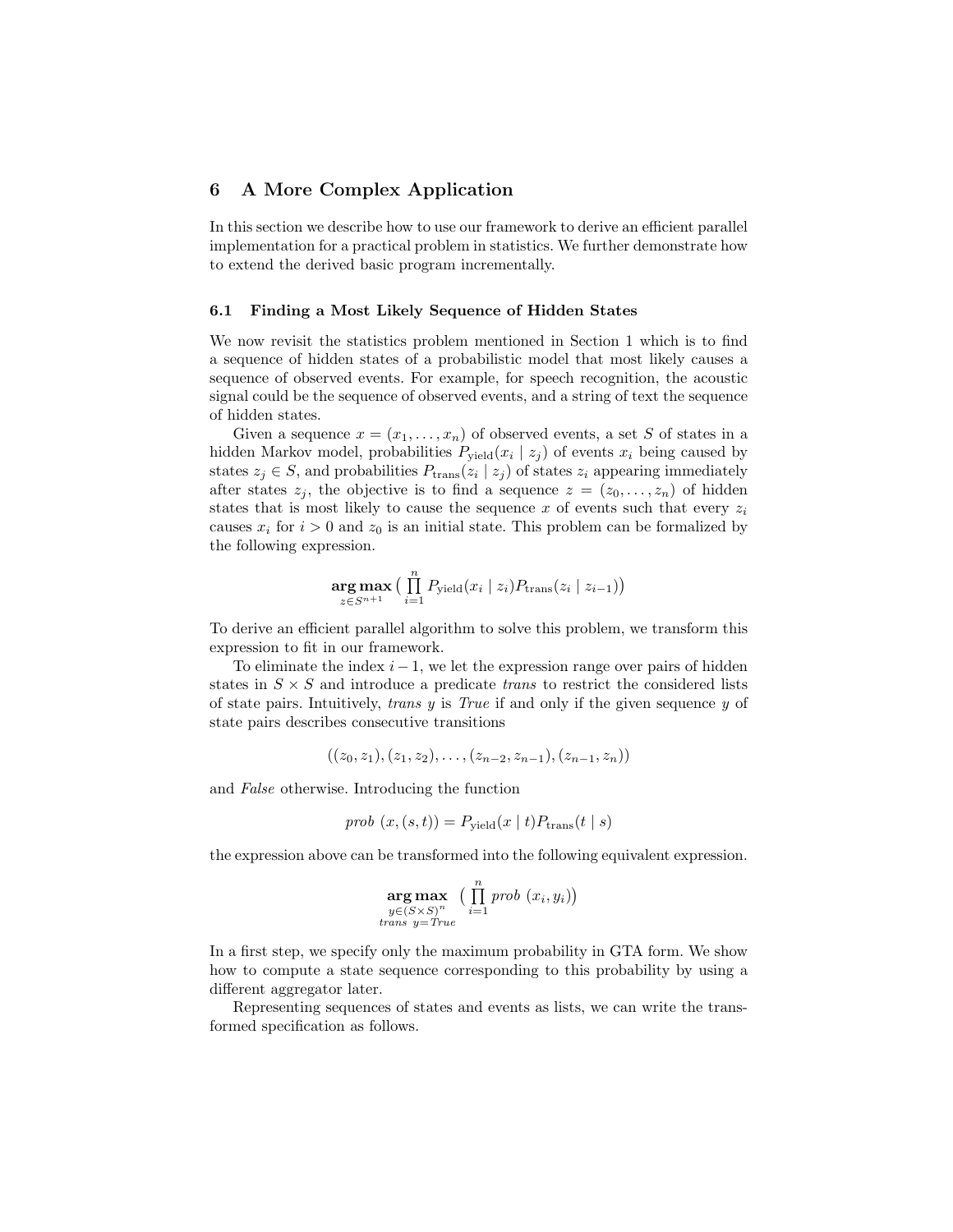## 6 A More Complex Application

In this section we describe how to use our framework to derive an efficient parallel implementation for a practical problem in statistics. We further demonstrate how to extend the derived basic program incrementally.

### 6.1 Finding a Most Likely Sequence of Hidden States

We now revisit the statistics problem mentioned in Section 1 which is to find a sequence of hidden states of a probabilistic model that most likely causes a sequence of observed events. For example, for speech recognition, the acoustic signal could be the sequence of observed events, and a string of text the sequence of hidden states.

Given a sequence $x = (x_1, \ldots, x_n)$ of observed events, a set $S$ of states in a hidden Markov model, probabilities $P_{\text{yield}}(x_i \mid z_j)$ of events $x_i$ being caused by states $z_j \in S$, and probabilities $P_{\text{trans}}(z_i \mid z_j)$ of states $z_i$ appearing immediately after states $z_j$, the objective is to find a sequence $z = (z_0, \ldots, z_n)$ of hidden states that is most likely to cause the sequence $x$ of events such that every $z_i$ causes $x_i$ for $i > 0$ and $z_0$ is an initial state. This problem can be formalized by the following expression.

$$\mathop{\mathbf{arg\,max}}_{z \in S^{n+1}} \Big( \prod_{i=1}^{n} P_{\text{yield}}(x_i \mid z_i) P_{\text{trans}}(z_i \mid z_{i-1}) \Big)$$

To derive an efficient parallel algorithm to solve this problem, we transform this expression to fit in our framework.

To eliminate the index $i-1$, we let the expression range over pairs of hidden states in $S \times S$ and introduce a predicate *trans* to restrict the considered lists of state pairs. Intuitively, *trans* $y$ is *True* if and only if the given sequence $y$ of state pairs describes consecutive transitions

$$((z_0, z_1), (z_1, z_2), \ldots, (z_{n-2}, z_{n-1}), (z_{n-1}, z_n))$$

and *False* otherwise. Introducing the function

$$\mathit{prob}\ (x, (s, t)) = P_{\text{yield}}(x \mid t) P_{\text{trans}}(t \mid s)$$

the expression above can be transformed into the following equivalent expression.

$$\mathop{\mathbf{arg\,max}}_{\substack{y \in (S \times S)^n \\ \mathit{trans}\ y = \mathit{True}}} \Big( \prod_{i=1}^{n} \mathit{prob}\ (x_i, y_i) \Big)$$

In a first step, we specify only the maximum probability in GTA form. We show how to compute a state sequence corresponding to this probability by using a different aggregator later.

Representing sequences of states and events as lists, we can write the transformed specification as follows.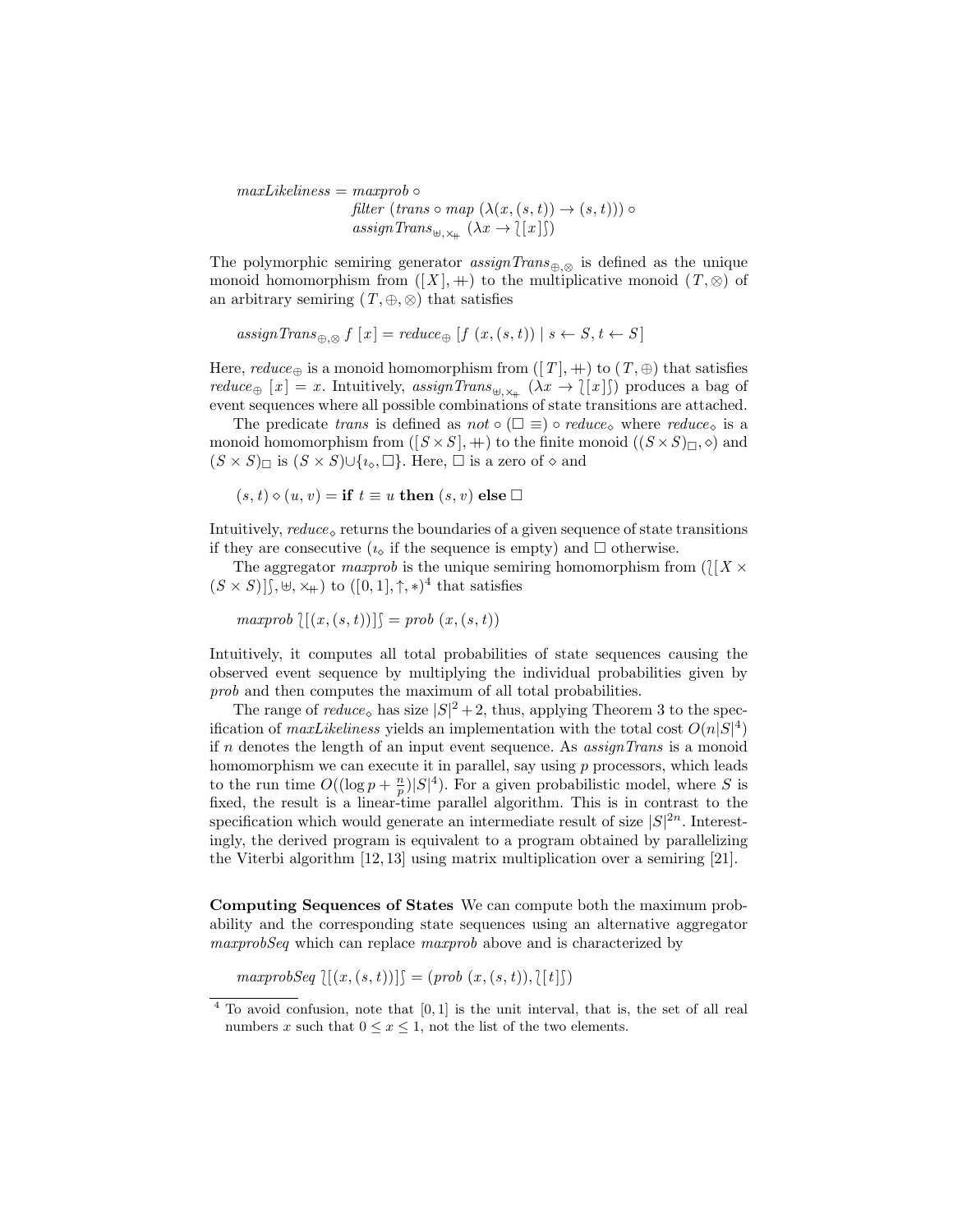$$
\begin{aligned}
maxLikeliness = {} & maxprob \circ \\
& filter\ (trans \circ map\ (\lambda(x,(s,t)) \to (s,t))) \circ \\
& assignTrans_{\uplus, \times_{+\!\!+}}\ (\lambda x \to \wr[x]\wr)
\end{aligned}
$$

The polymorphic semiring generator $assignTrans_{\oplus,\otimes}$ is defined as the unique monoid homomorphism from $([X], +\!\!+)$ to the multiplicative monoid $(T, \otimes)$ of an arbitrary semiring $(T, \oplus, \otimes)$ that satisfies

$$
assignTrans_{\oplus,\otimes}\ f\ [x] = reduce_{\oplus}\ [f\ (x,(s,t)) \mid s \leftarrow S, t \leftarrow S]
$$

Here, $reduce_{\oplus}$ is a monoid homomorphism from $([T], +\!\!+)$ to $(T, \oplus)$ that satisfies $reduce_{\oplus}\ [x] = x$. Intuitively, $assignTrans_{\uplus,\times_{+\!\!+}}\ (\lambda x \to \wr[x]\wr)$ produces a bag of event sequences where all possible combinations of state transitions are attached.

The predicate $trans$ is defined as $not \circ (\Box \equiv) \circ reduce_{\diamond}$ where $reduce_{\diamond}$ is a monoid homomorphism from $([S \times S], +\!\!+)$ to the finite monoid $((S \times S)_{\Box}, \diamond)$ and $(S \times S)_{\Box}$ is $(S \times S) \cup \{\imath_{\diamond}, \Box\}$. Here, $\Box$ is a zero of $\diamond$ and

$$
(s,t) \diamond (u,v) = \textbf{if } t \equiv u \textbf{ then } (s,v) \textbf{ else } \Box
$$

Intuitively, $reduce_{\diamond}$ returns the boundaries of a given sequence of state transitions if they are consecutive ($\imath_{\diamond}$ if the sequence is empty) and $\Box$ otherwise.

The aggregator $maxprob$ is the unique semiring homomorphism from $(\wr[X \times (S \times S)]\wr, \uplus, \times_{+\!\!+})$ to $([0,1], \uparrow, *)$[4] that satisfies

$$
maxprob\ \wr[(x,(s,t))]\wr = prob\ (x,(s,t))
$$

Intuitively, it computes all total probabilities of state sequences causing the observed event sequence by multiplying the individual probabilities given by $prob$ and then computes the maximum of all total probabilities.

The range of $reduce_{\diamond}$ has size $|S|^2 + 2$, thus, applying Theorem 3 to the specification of $maxLikeliness$ yields an implementation with the total cost $O(n|S|^4)$ if $n$ denotes the length of an input event sequence. As $assignTrans$ is a monoid homomorphism we can execute it in parallel, say using $p$ processors, which leads to the run time $O((\log p + \frac{n}{p})|S|^4)$. For a given probabilistic model, where $S$ is fixed, the result is a linear-time parallel algorithm. This is in contrast to the specification which would generate an intermediate result of size $|S|^{2n}$. Interestingly, the derived program is equivalent to a program obtained by parallelizing the Viterbi algorithm [12, 13] using matrix multiplication over a semiring [21].

**Computing Sequences of States** We can compute both the maximum probability and the corresponding state sequences using an alternative aggregator $maxprobSeq$ which can replace $maxprob$ above and is characterized by

$$
maxprobSeq\ \wr[(x,(s,t))]\wr = (prob\ (x,(s,t)), \wr[t]\wr)
$$

[4] To avoid confusion, note that $[0,1]$ is the unit interval, that is, the set of all real numbers $x$ such that $0 \le x \le 1$, not the list of the two elements.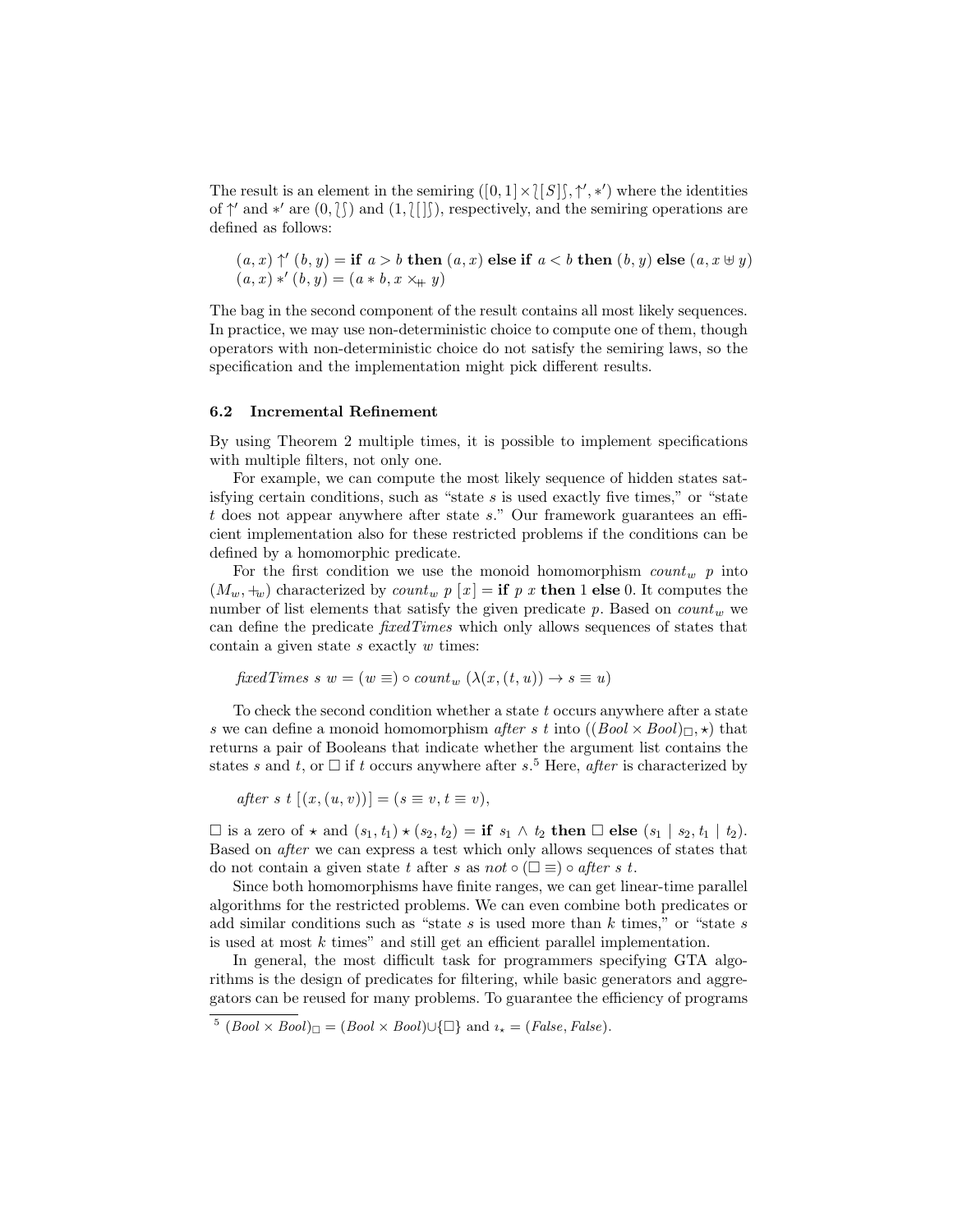The result is an element in the semiring $([0,1] \times \wr[S]\wr, \uparrow', *')$ where the identities of $\uparrow'$ and $*'$ are $(0, \wr\wr)$ and $(1, \wr[\,]\wr)$, respectively, and the semiring operations are defined as follows:

$$(a, x) \uparrow' (b, y) = \textbf{if } a > b \textbf{ then } (a, x) \textbf{ else if } a < b \textbf{ then } (b, y) \textbf{ else } (a, x \uplus y)$$
$$(a, x) *' (b, y) = (a * b, x \times_{+\!\!+} y)$$

The bag in the second component of the result contains all most likely sequences. In practice, we may use non-deterministic choice to compute one of them, though operators with non-deterministic choice do not satisfy the semiring laws, so the specification and the implementation might pick different results.

### 6.2 Incremental Refinement

By using Theorem 2 multiple times, it is possible to implement specifications with multiple filters, not only one.

For example, we can compute the most likely sequence of hidden states satisfying certain conditions, such as "state $s$ is used exactly five times," or "state $t$ does not appear anywhere after state $s$." Our framework guarantees an efficient implementation also for these restricted problems if the conditions can be defined by a homomorphic predicate.

For the first condition we use the monoid homomorphism $count_w\ p$ into $(M_w, +_w)$ characterized by $count_w\ p\ [x] = \textbf{if } p\ x \textbf{ then } 1 \textbf{ else } 0$. It computes the number of list elements that satisfy the given predicate $p$. Based on $count_w$ we can define the predicate *fixedTimes* which only allows sequences of states that contain a given state $s$ exactly $w$ times:

$$\mathit{fixedTimes}\ s\ w = (w\ \equiv) \circ count_w\ (\lambda(x, (t, u)) \rightarrow s \equiv u)$$

To check the second condition whether a state $t$ occurs anywhere after a state $s$ we can define a monoid homomorphism *after* $s\ t$ into $((Bool \times Bool)_\Box, \star)$ that returns a pair of Booleans that indicate whether the argument list contains the states $s$ and $t$, or $\Box$ if $t$ occurs anywhere after $s$.[5] Here, *after* is characterized by

$$\mathit{after}\ s\ t\ [(x, (u, v))] = (s \equiv v, t \equiv v),$$

$\Box$ is a zero of $\star$ and $(s_1, t_1) \star (s_2, t_2) = \textbf{if } s_1 \wedge t_2 \textbf{ then } \Box \textbf{ else } (s_1 \mid s_2, t_1 \mid t_2)$. Based on *after* we can express a test which only allows sequences of states that do not contain a given state $t$ after $s$ as $not \circ (\Box\ \equiv) \circ \mathit{after}\ s\ t$.

Since both homomorphisms have finite ranges, we can get linear-time parallel algorithms for the restricted problems. We can even combine both predicates or add similar conditions such as "state $s$ is used more than $k$ times," or "state $s$ is used at most $k$ times" and still get an efficient parallel implementation.

In general, the most difficult task for programmers specifying GTA algorithms is the design of predicates for filtering, while basic generators and aggregators can be reused for many problems. To guarantee the efficiency of programs

[5] $(Bool \times Bool)_\Box = (Bool \times Bool) \cup \{\Box\}$ and $\imath_\star = (False, False)$.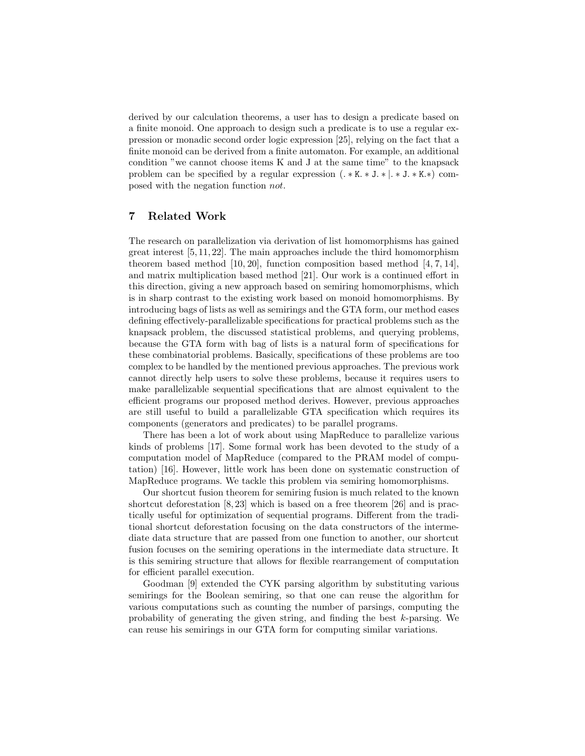derived by our calculation theorems, a user has to design a predicate based on a finite monoid. One approach to design such a predicate is to use a regular expression or monadic second order logic expression [25], relying on the fact that a finite monoid can be derived from a finite automaton. For example, an additional condition "we cannot choose items K and J at the same time" to the knapsack problem can be specified by a regular expression $(.*\mathtt{K}.*\mathtt{J}.*|.*\mathtt{J}.*\mathtt{K}.*)$ composed with the negation function *not*.

## 7 Related Work

The research on parallelization via derivation of list homomorphisms has gained great interest [5, 11, 22]. The main approaches include the third homomorphism theorem based method [10, 20], function composition based method [4, 7, 14], and matrix multiplication based method [21]. Our work is a continued effort in this direction, giving a new approach based on semiring homomorphisms, which is in sharp contrast to the existing work based on monoid homomorphisms. By introducing bags of lists as well as semirings and the GTA form, our method eases defining effectively-parallelizable specifications for practical problems such as the knapsack problem, the discussed statistical problems, and querying problems, because the GTA form with bag of lists is a natural form of specifications for these combinatorial problems. Basically, specifications of these problems are too complex to be handled by the mentioned previous approaches. The previous work cannot directly help users to solve these problems, because it requires users to make parallelizable sequential specifications that are almost equivalent to the efficient programs our proposed method derives. However, previous approaches are still useful to build a parallelizable GTA specification which requires its components (generators and predicates) to be parallel programs.

There has been a lot of work about using MapReduce to parallelize various kinds of problems [17]. Some formal work has been devoted to the study of a computation model of MapReduce (compared to the PRAM model of computation) [16]. However, little work has been done on systematic construction of MapReduce programs. We tackle this problem via semiring homomorphisms.

Our shortcut fusion theorem for semiring fusion is much related to the known shortcut deforestation [8, 23] which is based on a free theorem [26] and is practically useful for optimization of sequential programs. Different from the traditional shortcut deforestation focusing on the data constructors of the intermediate data structure that are passed from one function to another, our shortcut fusion focuses on the semiring operations in the intermediate data structure. It is this semiring structure that allows for flexible rearrangement of computation for efficient parallel execution.

Goodman [9] extended the CYK parsing algorithm by substituting various semirings for the Boolean semiring, so that one can reuse the algorithm for various computations such as counting the number of parsings, computing the probability of generating the given string, and finding the best $k$-parsing. We can reuse his semirings in our GTA form for computing similar variations.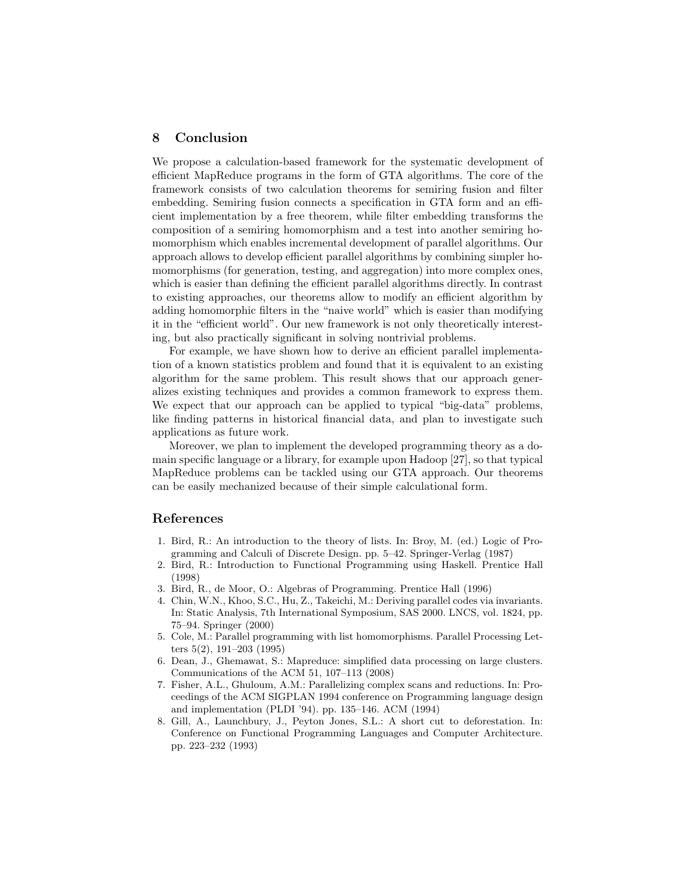## 8 Conclusion

We propose a calculation-based framework for the systematic development of efficient MapReduce programs in the form of GTA algorithms. The core of the framework consists of two calculation theorems for semiring fusion and filter embedding. Semiring fusion connects a specification in GTA form and an efficient implementation by a free theorem, while filter embedding transforms the composition of a semiring homomorphism and a test into another semiring homomorphism which enables incremental development of parallel algorithms. Our approach allows to develop efficient parallel algorithms by combining simpler homomorphisms (for generation, testing, and aggregation) into more complex ones, which is easier than defining the efficient parallel algorithms directly. In contrast to existing approaches, our theorems allow to modify an efficient algorithm by adding homomorphic filters in the "naive world" which is easier than modifying it in the "efficient world". Our new framework is not only theoretically interesting, but also practically significant in solving nontrivial problems.

For example, we have shown how to derive an efficient parallel implementation of a known statistics problem and found that it is equivalent to an existing algorithm for the same problem. This result shows that our approach generalizes existing techniques and provides a common framework to express them. We expect that our approach can be applied to typical "big-data" problems, like finding patterns in historical financial data, and plan to investigate such applications as future work.

Moreover, we plan to implement the developed programming theory as a domain specific language or a library, for example upon Hadoop [27], so that typical MapReduce problems can be tackled using our GTA approach. Our theorems can be easily mechanized because of their simple calculational form.

## References

1. Bird, R.: An introduction to the theory of lists. In: Broy, M. (ed.) Logic of Programming and Calculi of Discrete Design. pp. 5–42. Springer-Verlag (1987)
2. Bird, R.: Introduction to Functional Programming using Haskell. Prentice Hall (1998)
3. Bird, R., de Moor, O.: Algebras of Programming. Prentice Hall (1996)
4. Chin, W.N., Khoo, S.C., Hu, Z., Takeichi, M.: Deriving parallel codes via invariants. In: Static Analysis, 7th International Symposium, SAS 2000. LNCS, vol. 1824, pp. 75–94. Springer (2000)
5. Cole, M.: Parallel programming with list homomorphisms. Parallel Processing Letters 5(2), 191–203 (1995)
6. Dean, J., Ghemawat, S.: Mapreduce: simplified data processing on large clusters. Communications of the ACM 51, 107–113 (2008)
7. Fisher, A.L., Ghuloum, A.M.: Parallelizing complex scans and reductions. In: Proceedings of the ACM SIGPLAN 1994 conference on Programming language design and implementation (PLDI '94). pp. 135–146. ACM (1994)
8. Gill, A., Launchbury, J., Peyton Jones, S.L.: A short cut to deforestation. In: Conference on Functional Programming Languages and Computer Architecture. pp. 223–232 (1993)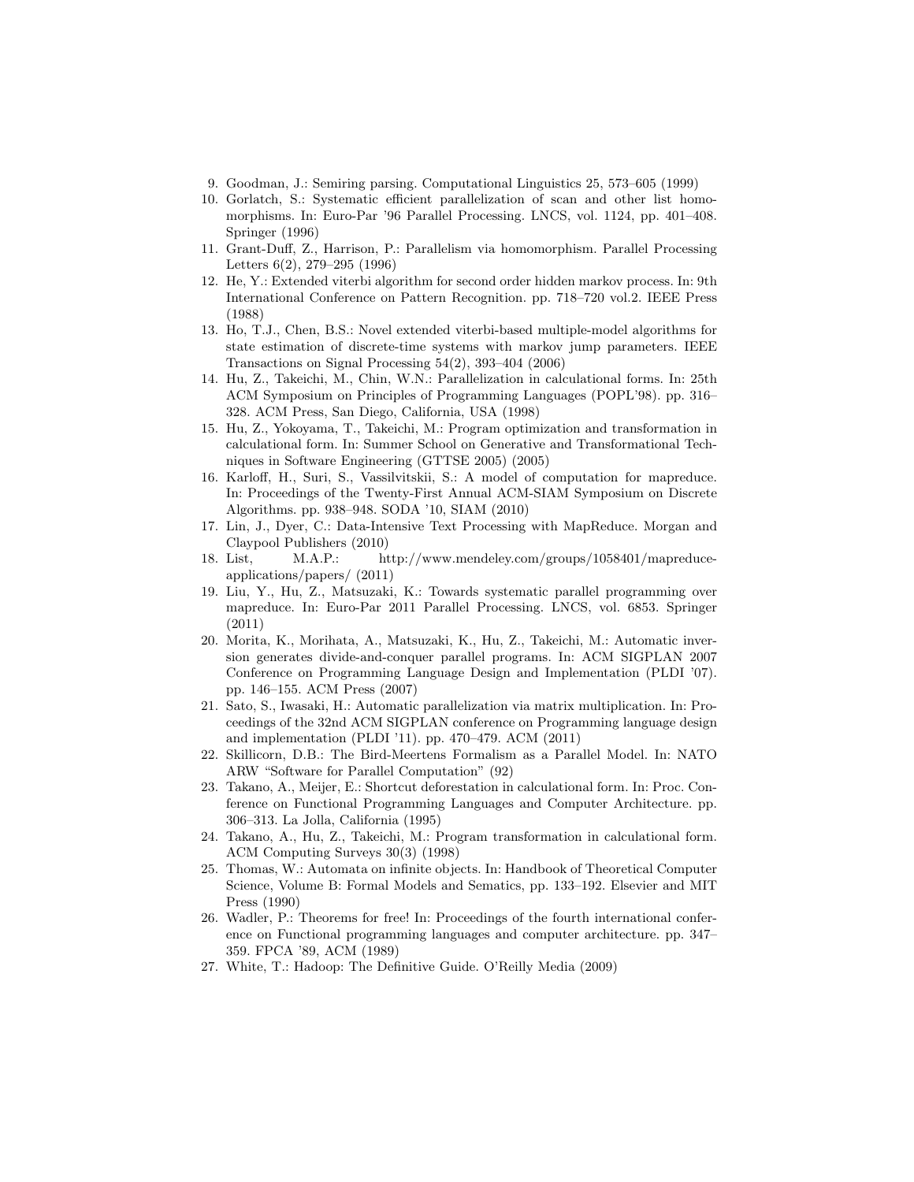9. Goodman, J.: Semiring parsing. Computational Linguistics 25, 573–605 (1999)
10. Gorlatch, S.: Systematic efficient parallelization of scan and other list homomorphisms. In: Euro-Par '96 Parallel Processing. LNCS, vol. 1124, pp. 401–408. Springer (1996)
11. Grant-Duff, Z., Harrison, P.: Parallelism via homomorphism. Parallel Processing Letters 6(2), 279–295 (1996)
12. He, Y.: Extended viterbi algorithm for second order hidden markov process. In: 9th International Conference on Pattern Recognition. pp. 718–720 vol.2. IEEE Press (1988)
13. Ho, T.J., Chen, B.S.: Novel extended viterbi-based multiple-model algorithms for state estimation of discrete-time systems with markov jump parameters. IEEE Transactions on Signal Processing 54(2), 393–404 (2006)
14. Hu, Z., Takeichi, M., Chin, W.N.: Parallelization in calculational forms. In: 25th ACM Symposium on Principles of Programming Languages (POPL'98). pp. 316–328. ACM Press, San Diego, California, USA (1998)
15. Hu, Z., Yokoyama, T., Takeichi, M.: Program optimization and transformation in calculational form. In: Summer School on Generative and Transformational Techniques in Software Engineering (GTTSE 2005) (2005)
16. Karloff, H., Suri, S., Vassilvitskii, S.: A model of computation for mapreduce. In: Proceedings of the Twenty-First Annual ACM-SIAM Symposium on Discrete Algorithms. pp. 938–948. SODA '10, SIAM (2010)
17. Lin, J., Dyer, C.: Data-Intensive Text Processing with MapReduce. Morgan and Claypool Publishers (2010)
18. List, M.A.P.: http://www.mendeley.com/groups/1058401/mapreduce-applications/papers/ (2011)
19. Liu, Y., Hu, Z., Matsuzaki, K.: Towards systematic parallel programming over mapreduce. In: Euro-Par 2011 Parallel Processing. LNCS, vol. 6853. Springer (2011)
20. Morita, K., Morihata, A., Matsuzaki, K., Hu, Z., Takeichi, M.: Automatic inversion generates divide-and-conquer parallel programs. In: ACM SIGPLAN 2007 Conference on Programming Language Design and Implementation (PLDI '07). pp. 146–155. ACM Press (2007)
21. Sato, S., Iwasaki, H.: Automatic parallelization via matrix multiplication. In: Proceedings of the 32nd ACM SIGPLAN conference on Programming language design and implementation (PLDI '11). pp. 470–479. ACM (2011)
22. Skillicorn, D.B.: The Bird-Meertens Formalism as a Parallel Model. In: NATO ARW "Software for Parallel Computation" (92)
23. Takano, A., Meijer, E.: Shortcut deforestation in calculational form. In: Proc. Conference on Functional Programming Languages and Computer Architecture. pp. 306–313. La Jolla, California (1995)
24. Takano, A., Hu, Z., Takeichi, M.: Program transformation in calculational form. ACM Computing Surveys 30(3) (1998)
25. Thomas, W.: Automata on infinite objects. In: Handbook of Theoretical Computer Science, Volume B: Formal Models and Sematics, pp. 133–192. Elsevier and MIT Press (1990)
26. Wadler, P.: Theorems for free! In: Proceedings of the fourth international conference on Functional programming languages and computer architecture. pp. 347–359. FPCA '89, ACM (1989)
27. White, T.: Hadoop: The Definitive Guide. O'Reilly Media (2009)